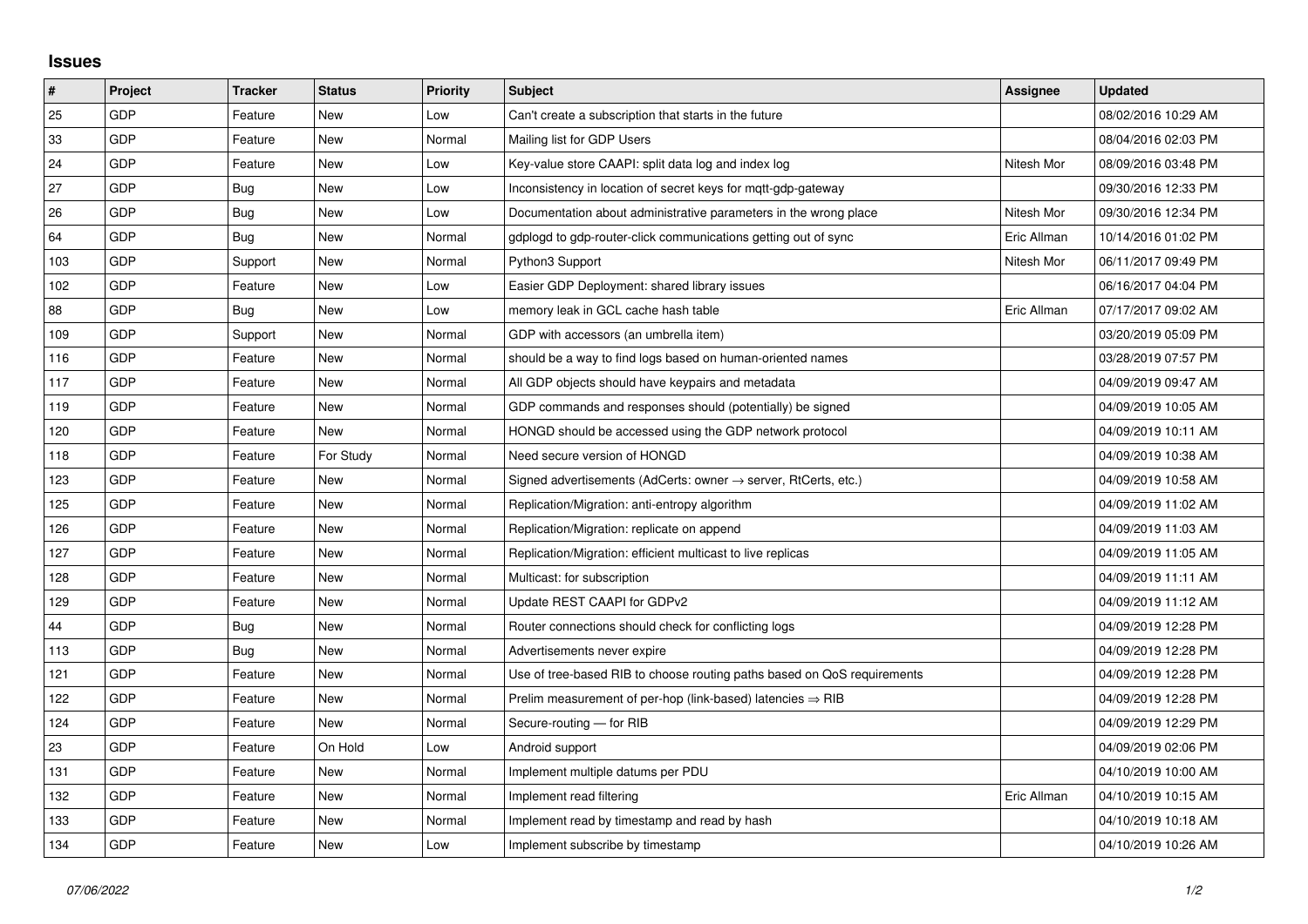## Issues

| # | Project | Tracker | Status | Priority | Subject | Assignee | Updated |
|---|---|---|---|---|---|---|---|
| 25 | GDP | Feature | New | Low | Can't create a subscription that starts in the future | | 08/02/2016 10:29 AM |
| 33 | GDP | Feature | New | Normal | Mailing list for GDP Users | | 08/04/2016 02:03 PM |
| 24 | GDP | Feature | New | Low | Key-value store CAAPI: split data log and index log | Nitesh Mor | 08/09/2016 03:48 PM |
| 27 | GDP | Bug | New | Low | Inconsistency in location of secret keys for mqtt-gdp-gateway | | 09/30/2016 12:33 PM |
| 26 | GDP | Bug | New | Low | Documentation about administrative parameters in the wrong place | Nitesh Mor | 09/30/2016 12:34 PM |
| 64 | GDP | Bug | New | Normal | gdplogd to gdp-router-click communications getting out of sync | Eric Allman | 10/14/2016 01:02 PM |
| 103 | GDP | Support | New | Normal | Python3 Support | Nitesh Mor | 06/11/2017 09:49 PM |
| 102 | GDP | Feature | New | Low | Easier GDP Deployment: shared library issues | | 06/16/2017 04:04 PM |
| 88 | GDP | Bug | New | Low | memory leak in GCL cache hash table | Eric Allman | 07/17/2017 09:02 AM |
| 109 | GDP | Support | New | Normal | GDP with accessors (an umbrella item) | | 03/20/2019 05:09 PM |
| 116 | GDP | Feature | New | Normal | should be a way to find logs based on human-oriented names | | 03/28/2019 07:57 PM |
| 117 | GDP | Feature | New | Normal | All GDP objects should have keypairs and metadata | | 04/09/2019 09:47 AM |
| 119 | GDP | Feature | New | Normal | GDP commands and responses should (potentially) be signed | | 04/09/2019 10:05 AM |
| 120 | GDP | Feature | New | Normal | HONGD should be accessed using the GDP network protocol | | 04/09/2019 10:11 AM |
| 118 | GDP | Feature | For Study | Normal | Need secure version of HONGD | | 04/09/2019 10:38 AM |
| 123 | GDP | Feature | New | Normal | Signed advertisements (AdCerts: owner → server, RtCerts, etc.) | | 04/09/2019 10:58 AM |
| 125 | GDP | Feature | New | Normal | Replication/Migration: anti-entropy algorithm | | 04/09/2019 11:02 AM |
| 126 | GDP | Feature | New | Normal | Replication/Migration: replicate on append | | 04/09/2019 11:03 AM |
| 127 | GDP | Feature | New | Normal | Replication/Migration: efficient multicast to live replicas | | 04/09/2019 11:05 AM |
| 128 | GDP | Feature | New | Normal | Multicast: for subscription | | 04/09/2019 11:11 AM |
| 129 | GDP | Feature | New | Normal | Update REST CAAPI for GDPv2 | | 04/09/2019 11:12 AM |
| 44 | GDP | Bug | New | Normal | Router connections should check for conflicting logs | | 04/09/2019 12:28 PM |
| 113 | GDP | Bug | New | Normal | Advertisements never expire | | 04/09/2019 12:28 PM |
| 121 | GDP | Feature | New | Normal | Use of tree-based RIB to choose routing paths based on QoS requirements | | 04/09/2019 12:28 PM |
| 122 | GDP | Feature | New | Normal | Prelim measurement of per-hop (link-based) latencies ⇒ RIB | | 04/09/2019 12:28 PM |
| 124 | GDP | Feature | New | Normal | Secure-routing — for RIB | | 04/09/2019 12:29 PM |
| 23 | GDP | Feature | On Hold | Low | Android support | | 04/09/2019 02:06 PM |
| 131 | GDP | Feature | New | Normal | Implement multiple datums per PDU | | 04/10/2019 10:00 AM |
| 132 | GDP | Feature | New | Normal | Implement read filtering | Eric Allman | 04/10/2019 10:15 AM |
| 133 | GDP | Feature | New | Normal | Implement read by timestamp and read by hash | | 04/10/2019 10:18 AM |
| 134 | GDP | Feature | New | Low | Implement subscribe by timestamp | | 04/10/2019 10:26 AM |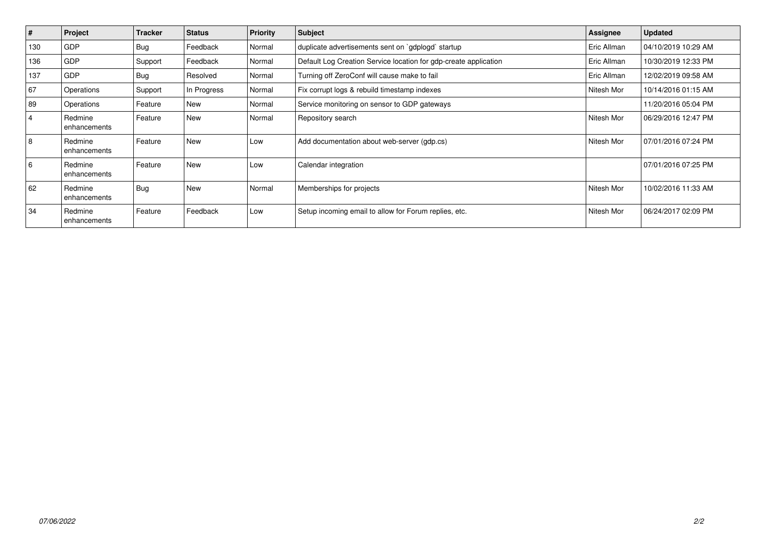| # | Project | Tracker | Status | Priority | Subject | Assignee | Updated |
|---|---|---|---|---|---|---|---|
| 130 | GDP | Bug | Feedback | Normal | duplicate advertisements sent on `gdplogd` startup | Eric Allman | 04/10/2019 10:29 AM |
| 136 | GDP | Support | Feedback | Normal | Default Log Creation Service location for gdp-create application | Eric Allman | 10/30/2019 12:33 PM |
| 137 | GDP | Bug | Resolved | Normal | Turning off ZeroConf will cause make to fail | Eric Allman | 12/02/2019 09:58 AM |
| 67 | Operations | Support | In Progress | Normal | Fix corrupt logs & rebuild timestamp indexes | Nitesh Mor | 10/14/2016 01:15 AM |
| 89 | Operations | Feature | New | Normal | Service monitoring on sensor to GDP gateways | | 11/20/2016 05:04 PM |
| 4 | Redmine enhancements | Feature | New | Normal | Repository search | Nitesh Mor | 06/29/2016 12:47 PM |
| 8 | Redmine enhancements | Feature | New | Low | Add documentation about web-server (gdp.cs) | Nitesh Mor | 07/01/2016 07:24 PM |
| 6 | Redmine enhancements | Feature | New | Low | Calendar integration | | 07/01/2016 07:25 PM |
| 62 | Redmine enhancements | Bug | New | Normal | Memberships for projects | Nitesh Mor | 10/02/2016 11:33 AM |
| 34 | Redmine enhancements | Feature | Feedback | Low | Setup incoming email to allow for Forum replies, etc. | Nitesh Mor | 06/24/2017 02:09 PM |